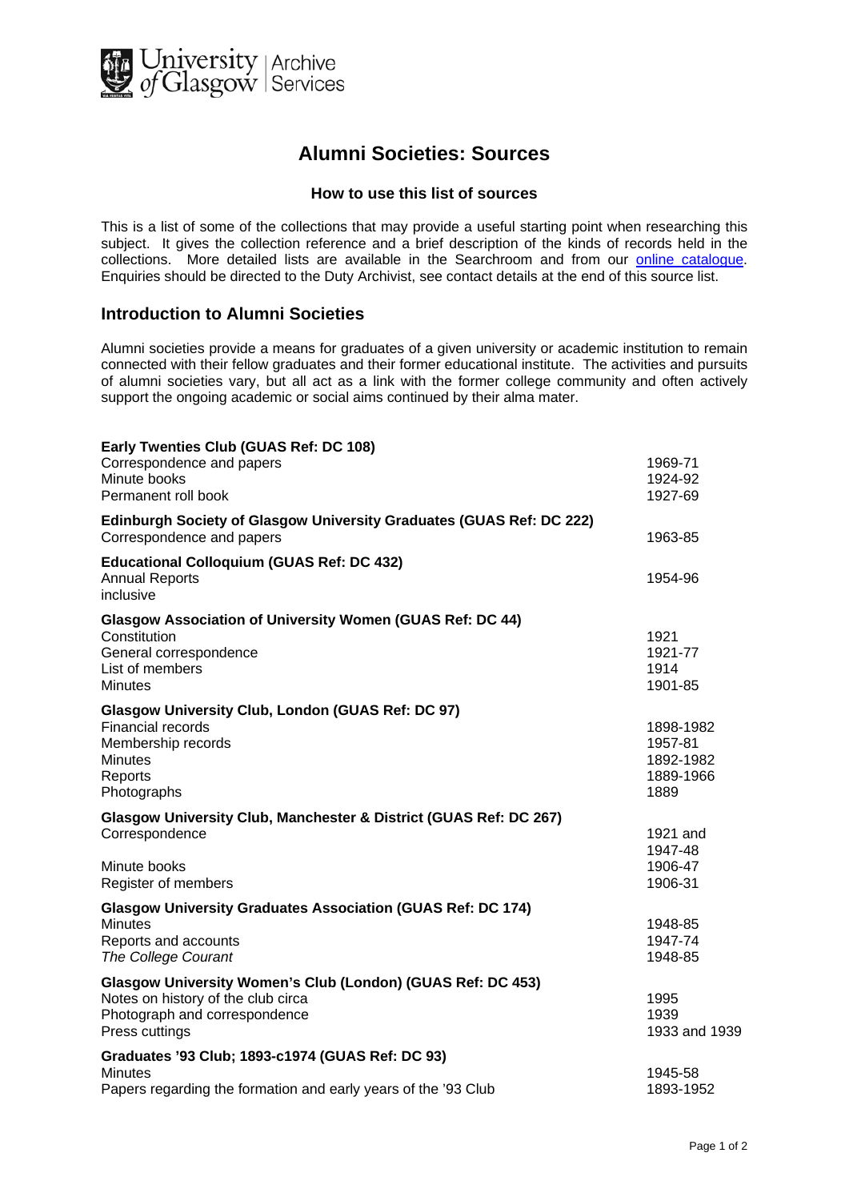University of Glasgow | Archive Services

# Alumni Societies: Sources

### How to use this list of sources

This is a list of some of the collections that may provide a useful starting point when researching this subject. It gives the collection reference and a brief description of the kinds of records held in the collections. More detailed lists are available in the Searchroom and from our [online catalogue](). Enquiries should be directed to the Duty Archivist, see contact details at the end of this source list.

## Introduction to Alumni Societies

Alumni societies provide a means for graduates of a given university or academic institution to remain connected with their fellow graduates and their former educational institute. The activities and pursuits of alumni societies vary, but all act as a link with the former college community and often actively support the ongoing academic or social aims continued by their alma mater.

**Early Twenties Club (GUAS Ref: DC 108)**

| | |
|---|---|
| Correspondence and papers | 1969-71 |
| Minute books | 1924-92 |
| Permanent roll book | 1927-69 |

**Edinburgh Society of Glasgow University Graduates (GUAS Ref: DC 222)**

| | |
|---|---|
| Correspondence and papers | 1963-85 |

**Educational Colloquium (GUAS Ref: DC 432)**

| | |
|---|---|
| Annual Reports inclusive | 1954-96 |

**Glasgow Association of University Women (GUAS Ref: DC 44)**

| | |
|---|---|
| Constitution | 1921 |
| General correspondence | 1921-77 |
| List of members | 1914 |
| Minutes | 1901-85 |

**Glasgow University Club, London (GUAS Ref: DC 97)**

| | |
|---|---|
| Financial records | 1898-1982 |
| Membership records | 1957-81 |
| Minutes | 1892-1982 |
| Reports | 1889-1966 |
| Photographs | 1889 |

**Glasgow University Club, Manchester & District (GUAS Ref: DC 267)**

| | |
|---|---|
| Correspondence | 1921 and 1947-48 |
| Minute books | 1906-47 |
| Register of members | 1906-31 |

**Glasgow University Graduates Association (GUAS Ref: DC 174)**

| | |
|---|---|
| Minutes | 1948-85 |
| Reports and accounts | 1947-74 |
| *The College Courant* | 1948-85 |

**Glasgow University Women's Club (London) (GUAS Ref: DC 453)**

| | |
|---|---|
| Notes on history of the club circa | 1995 |
| Photograph and correspondence | 1939 |
| Press cuttings | 1933 and 1939 |

**Graduates '93 Club; 1893-c1974 (GUAS Ref: DC 93)**

| | |
|---|---|
| Minutes | 1945-58 |
| Papers regarding the formation and early years of the '93 Club | 1893-1952 |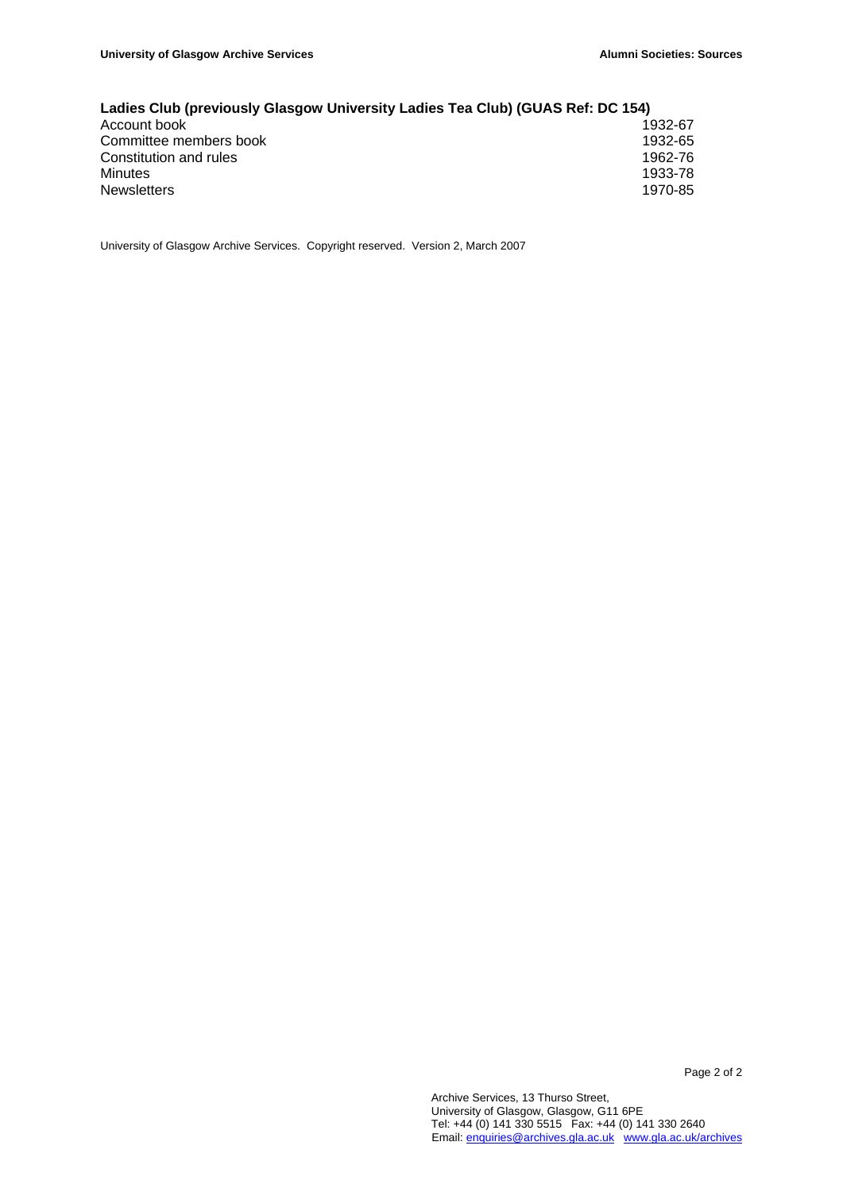**Ladies Club (previously Glasgow University Ladies Tea Club) (GUAS Ref: DC 154)**

| | |
|---|---|
| Account book | 1932-67 |
| Committee members book | 1932-65 |
| Constitution and rules | 1962-76 |
| Minutes | 1933-78 |
| Newsletters | 1970-85 |

University of Glasgow Archive Services. Copyright reserved. Version 2, March 2007

Archive Services, 13 Thurso Street,
University of Glasgow, Glasgow, G11 6PE
Tel: +44 (0) 141 330 5515 Fax: +44 (0) 141 330 2640
Email: enquiries@archives.gla.ac.uk www.gla.ac.uk/archives